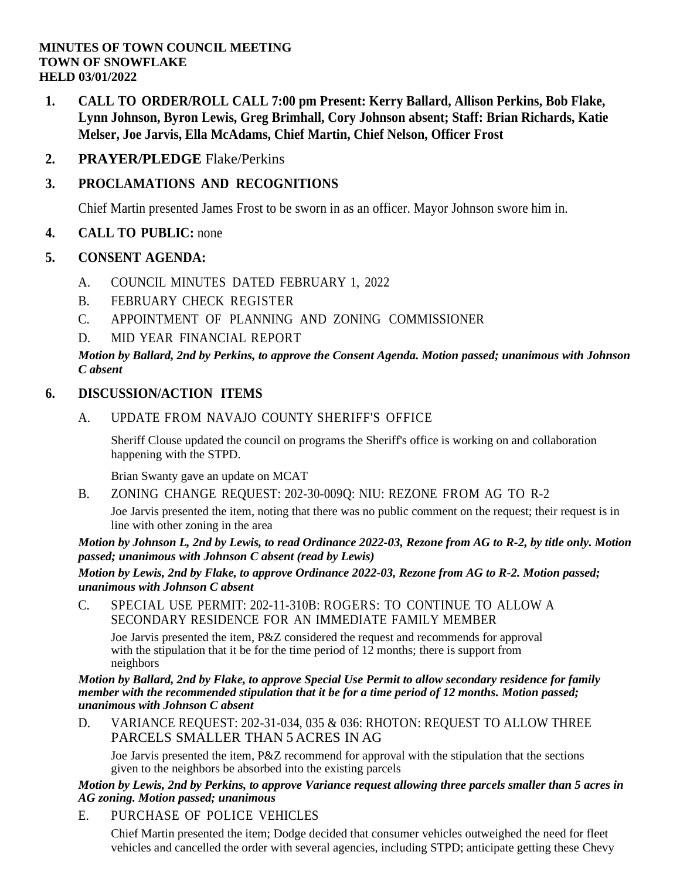**MINUTES OF TOWN COUNCIL MEETING**
**TOWN OF SNOWFLAKE**
**HELD 03/01/2022**

1. **CALL TO ORDER/ROLL CALL 7:00 pm Present: Kerry Ballard, Allison Perkins, Bob Flake, Lynn Johnson, Byron Lewis, Greg Brimhall, Cory Johnson absent; Staff: Brian Richards, Katie Melser, Joe Jarvis, Ella McAdams, Chief Martin, Chief Nelson, Officer Frost**

2. **PRAYER/PLEDGE** Flake/Perkins

3. **PROCLAMATIONS AND RECOGNITIONS**

   Chief Martin presented James Frost to be sworn in as an officer. Mayor Johnson swore him in.

4. **CALL TO PUBLIC:** none

5. **CONSENT AGENDA:**

   A. COUNCIL MINUTES DATED FEBRUARY 1, 2022

   B. FEBRUARY CHECK REGISTER

   C. APPOINTMENT OF PLANNING AND ZONING COMMISSIONER

   D. MID YEAR FINANCIAL REPORT

   ***Motion by Ballard, 2nd by Perkins, to approve the Consent Agenda. Motion passed; unanimous with Johnson C absent***

6. **DISCUSSION/ACTION ITEMS**

   A. UPDATE FROM NAVAJO COUNTY SHERIFF'S OFFICE

   Sheriff Clouse updated the council on programs the Sheriff's office is working on and collaboration happening with the STPD.

   Brian Swanty gave an update on MCAT

   B. ZONING CHANGE REQUEST: 202-30-009Q: NIU: REZONE FROM AG TO R-2

   Joe Jarvis presented the item, noting that there was no public comment on the request; their request is in line with other zoning in the area

   ***Motion by Johnson L, 2nd by Lewis, to read Ordinance 2022-03, Rezone from AG to R-2, by title only. Motion passed; unanimous with Johnson C absent (read by Lewis)***

   ***Motion by Lewis, 2nd by Flake, to approve Ordinance 2022-03, Rezone from AG to R-2. Motion passed; unanimous with Johnson C absent***

   C. SPECIAL USE PERMIT: 202-11-310B: ROGERS: TO CONTINUE TO ALLOW A SECONDARY RESIDENCE FOR AN IMMEDIATE FAMILY MEMBER

   Joe Jarvis presented the item, P&Z considered the request and recommends for approval with the stipulation that it be for the time period of 12 months; there is support from neighbors

   ***Motion by Ballard, 2nd by Flake, to approve Special Use Permit to allow secondary residence for family member with the recommended stipulation that it be for a time period of 12 months. Motion passed; unanimous with Johnson C absent***

   D. VARIANCE REQUEST: 202-31-034, 035 & 036: RHOTON: REQUEST TO ALLOW THREE PARCELS SMALLER THAN 5 ACRES IN AG

   Joe Jarvis presented the item, P&Z recommend for approval with the stipulation that the sections given to the neighbors be absorbed into the existing parcels

   ***Motion by Lewis, 2nd by Perkins, to approve Variance request allowing three parcels smaller than 5 acres in AG zoning. Motion passed; unanimous***

   E. PURCHASE OF POLICE VEHICLES

   Chief Martin presented the item; Dodge decided that consumer vehicles outweighed the need for fleet vehicles and cancelled the order with several agencies, including STPD; anticipate getting these Chevy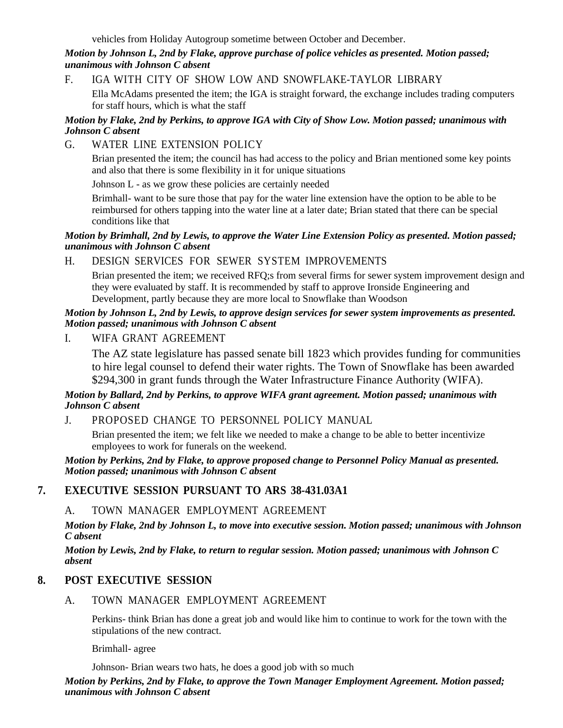vehicles from Holiday Autogroup sometime between October and December.

***Motion by Johnson L, 2nd by Flake, approve purchase of police vehicles as presented. Motion passed; unanimous with Johnson C absent***

F. IGA WITH CITY OF SHOW LOW AND SNOWFLAKE-TAYLOR LIBRARY

Ella McAdams presented the item; the IGA is straight forward, the exchange includes trading computers for staff hours, which is what the staff

***Motion by Flake, 2nd by Perkins, to approve IGA with City of Show Low. Motion passed; unanimous with Johnson C absent***

G. WATER LINE EXTENSION POLICY

Brian presented the item; the council has had access to the policy and Brian mentioned some key points and also that there is some flexibility in it for unique situations

Johnson L - as we grow these policies are certainly needed

Brimhall- want to be sure those that pay for the water line extension have the option to be able to be reimbursed for others tapping into the water line at a later date; Brian stated that there can be special conditions like that

***Motion by Brimhall, 2nd by Lewis, to approve the Water Line Extension Policy as presented. Motion passed; unanimous with Johnson C absent***

H. DESIGN SERVICES FOR SEWER SYSTEM IMPROVEMENTS

Brian presented the item; we received RFQ;s from several firms for sewer system improvement design and they were evaluated by staff. It is recommended by staff to approve Ironside Engineering and Development, partly because they are more local to Snowflake than Woodson

***Motion by Johnson L, 2nd by Lewis, to approve design services for sewer system improvements as presented. Motion passed; unanimous with Johnson C absent***

I. WIFA GRANT AGREEMENT

The AZ state legislature has passed senate bill 1823 which provides funding for communities to hire legal counsel to defend their water rights. The Town of Snowflake has been awarded $294,300 in grant funds through the Water Infrastructure Finance Authority (WIFA).

***Motion by Ballard, 2nd by Perkins, to approve WIFA grant agreement. Motion passed; unanimous with Johnson C absent***

J. PROPOSED CHANGE TO PERSONNEL POLICY MANUAL

Brian presented the item; we felt like we needed to make a change to be able to better incentivize employees to work for funerals on the weekend.

***Motion by Perkins, 2nd by Flake, to approve proposed change to Personnel Policy Manual as presented. Motion passed; unanimous with Johnson C absent***

## 7. EXECUTIVE SESSION PURSUANT TO ARS 38-431.03A1

A. TOWN MANAGER EMPLOYMENT AGREEMENT

***Motion by Flake, 2nd by Johnson L, to move into executive session. Motion passed; unanimous with Johnson C absent***

***Motion by Lewis, 2nd by Flake, to return to regular session. Motion passed; unanimous with Johnson C absent***

## 8. POST EXECUTIVE SESSION

A. TOWN MANAGER EMPLOYMENT AGREEMENT

Perkins- think Brian has done a great job and would like him to continue to work for the town with the stipulations of the new contract.

Brimhall- agree

Johnson- Brian wears two hats, he does a good job with so much

***Motion by Perkins, 2nd by Flake, to approve the Town Manager Employment Agreement. Motion passed; unanimous with Johnson C absent***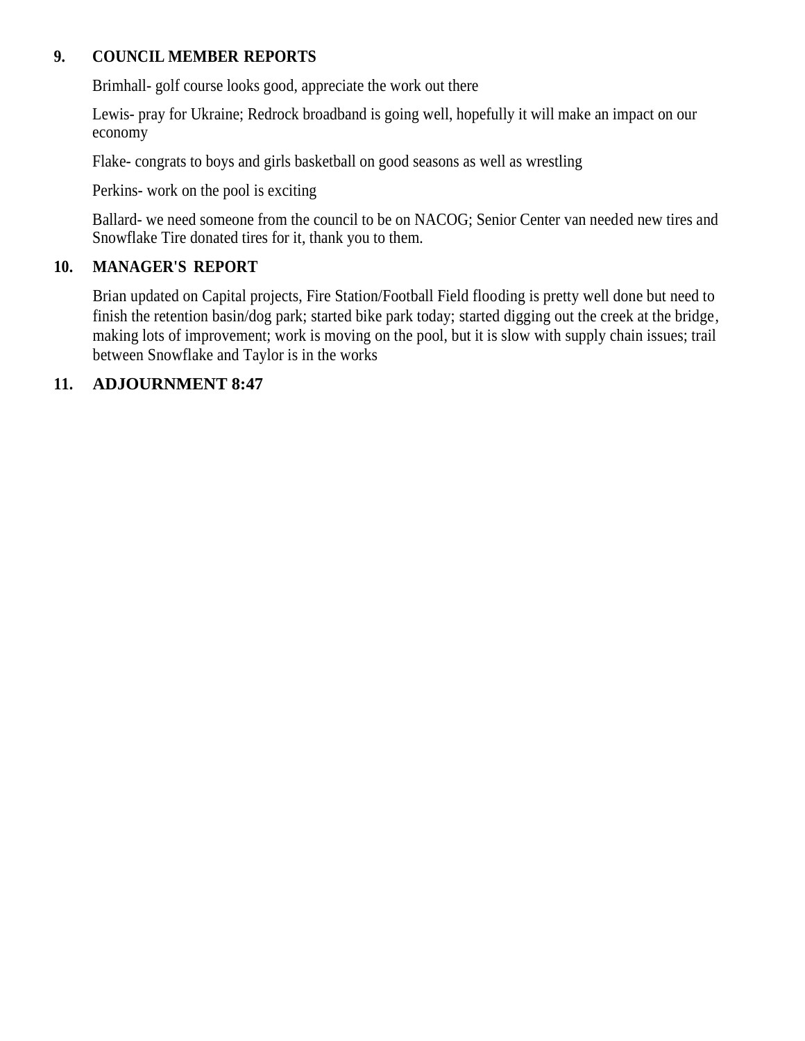## 9. COUNCIL MEMBER REPORTS

Brimhall- golf course looks good, appreciate the work out there

Lewis- pray for Ukraine; Redrock broadband is going well, hopefully it will make an impact on our economy

Flake- congrats to boys and girls basketball on good seasons as well as wrestling

Perkins- work on the pool is exciting

Ballard- we need someone from the council to be on NACOG; Senior Center van needed new tires and Snowflake Tire donated tires for it, thank you to them.

## 10. MANAGER'S REPORT

Brian updated on Capital projects, Fire Station/Football Field flooding is pretty well done but need to finish the retention basin/dog park; started bike park today; started digging out the creek at the bridge, making lots of improvement; work is moving on the pool, but it is slow with supply chain issues; trail between Snowflake and Taylor is in the works

## 11. ADJOURNMENT 8:47